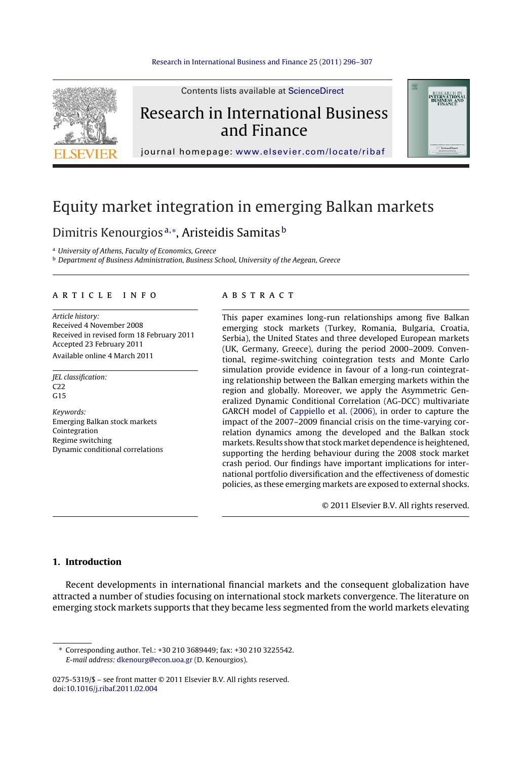Contents lists available at ScienceDirect

# Research in International Business and Finance

journal homepage: www.elsevier.com/locate/ribaf

# Equity market integration in emerging Balkan markets

Dimitris Kenourgios[a,*], Aristeidis Samitas[b]

[a] *University of Athens, Faculty of Economics, Greece*
[b] *Department of Business Administration, Business School, University of the Aegean, Greece*

## ARTICLE INFO

*Article history:*
Received 4 November 2008
Received in revised form 18 February 2011
Accepted 23 February 2011
Available online 4 March 2011

*JEL classification:*
C22
G15

*Keywords:*
Emerging Balkan stock markets
Cointegration
Regime switching
Dynamic conditional correlations

## ABSTRACT

This paper examines long-run relationships among five Balkan emerging stock markets (Turkey, Romania, Bulgaria, Croatia, Serbia), the United States and three developed European markets (UK, Germany, Greece), during the period 2000–2009. Conventional, regime-switching cointegration tests and Monte Carlo simulation provide evidence in favour of a long-run cointegrating relationship between the Balkan emerging markets within the region and globally. Moreover, we apply the Asymmetric Generalized Dynamic Conditional Correlation (AG-DCC) multivariate GARCH model of Cappiello et al. (2006), in order to capture the impact of the 2007–2009 financial crisis on the time-varying correlation dynamics among the developed and the Balkan stock markets. Results show that stock market dependence is heightened, supporting the herding behaviour during the 2008 stock market crash period. Our findings have important implications for international portfolio diversification and the effectiveness of domestic policies, as these emerging markets are exposed to external shocks.

© 2011 Elsevier B.V. All rights reserved.

## 1. Introduction

Recent developments in international financial markets and the consequent globalization have attracted a number of studies focusing on international stock markets convergence. The literature on emerging stock markets supports that they became less segmented from the world markets elevating

---

* Corresponding author. Tel.: +30 210 3689449; fax: +30 210 3225542.
*E-mail address:* dkenourg@econ.uoa.gr (D. Kenourgios).

0275-5319/$ – see front matter © 2011 Elsevier B.V. All rights reserved.
doi:10.1016/j.ribaf.2011.02.004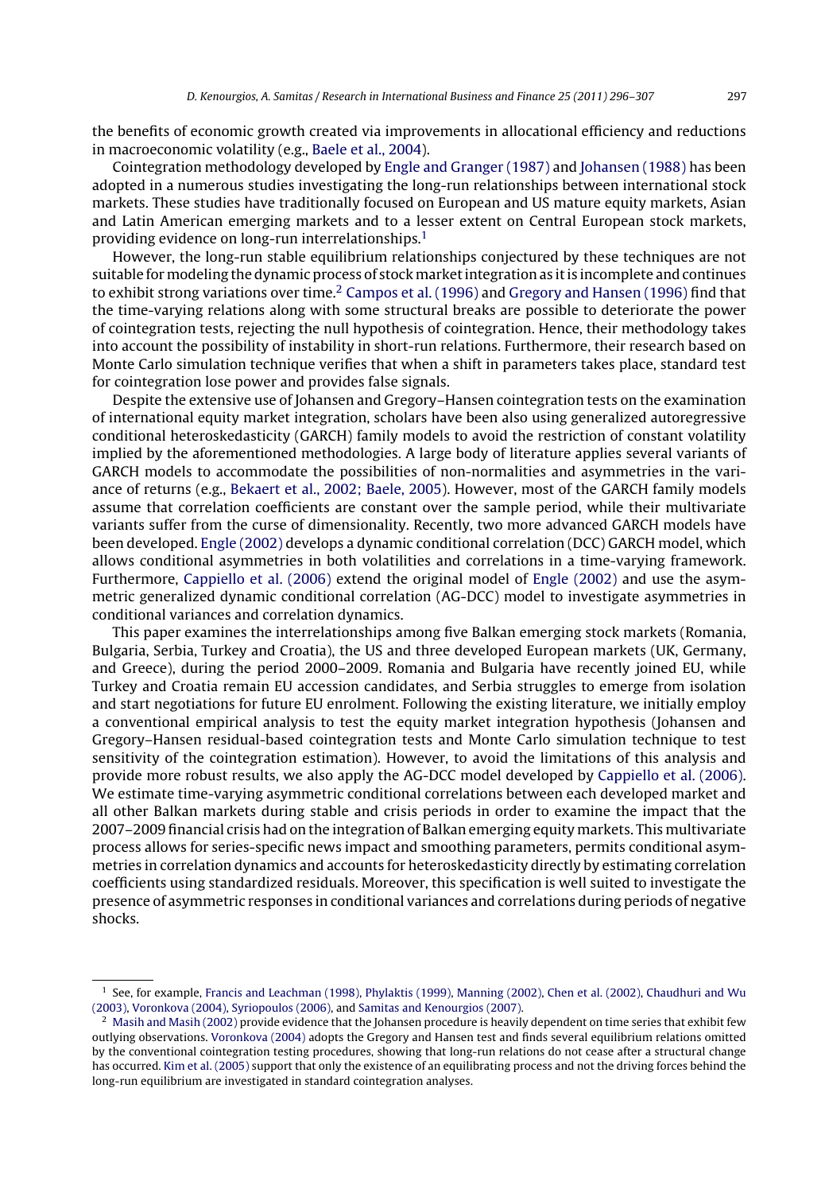the benefits of economic growth created via improvements in allocational efficiency and reductions in macroeconomic volatility (e.g., Baele et al., 2004).

Cointegration methodology developed by Engle and Granger (1987) and Johansen (1988) has been adopted in a numerous studies investigating the long-run relationships between international stock markets. These studies have traditionally focused on European and US mature equity markets, Asian and Latin American emerging markets and to a lesser extent on Central European stock markets, providing evidence on long-run interrelationships.[1]

However, the long-run stable equilibrium relationships conjectured by these techniques are not suitable for modeling the dynamic process of stock market integration as it is incomplete and continues to exhibit strong variations over time.[2] Campos et al. (1996) and Gregory and Hansen (1996) find that the time-varying relations along with some structural breaks are possible to deteriorate the power of cointegration tests, rejecting the null hypothesis of cointegration. Hence, their methodology takes into account the possibility of instability in short-run relations. Furthermore, their research based on Monte Carlo simulation technique verifies that when a shift in parameters takes place, standard test for cointegration lose power and provides false signals.

Despite the extensive use of Johansen and Gregory–Hansen cointegration tests on the examination of international equity market integration, scholars have been also using generalized autoregressive conditional heteroskedasticity (GARCH) family models to avoid the restriction of constant volatility implied by the aforementioned methodologies. A large body of literature applies several variants of GARCH models to accommodate the possibilities of non-normalities and asymmetries in the variance of returns (e.g., Bekaert et al., 2002; Baele, 2005). However, most of the GARCH family models assume that correlation coefficients are constant over the sample period, while their multivariate variants suffer from the curse of dimensionality. Recently, two more advanced GARCH models have been developed. Engle (2002) develops a dynamic conditional correlation (DCC) GARCH model, which allows conditional asymmetries in both volatilities and correlations in a time-varying framework. Furthermore, Cappiello et al. (2006) extend the original model of Engle (2002) and use the asymmetric generalized dynamic conditional correlation (AG-DCC) model to investigate asymmetries in conditional variances and correlation dynamics.

This paper examines the interrelationships among five Balkan emerging stock markets (Romania, Bulgaria, Serbia, Turkey and Croatia), the US and three developed European markets (UK, Germany, and Greece), during the period 2000–2009. Romania and Bulgaria have recently joined EU, while Turkey and Croatia remain EU accession candidates, and Serbia struggles to emerge from isolation and start negotiations for future EU enrolment. Following the existing literature, we initially employ a conventional empirical analysis to test the equity market integration hypothesis (Johansen and Gregory–Hansen residual-based cointegration tests and Monte Carlo simulation technique to test sensitivity of the cointegration estimation). However, to avoid the limitations of this analysis and provide more robust results, we also apply the AG-DCC model developed by Cappiello et al. (2006). We estimate time-varying asymmetric conditional correlations between each developed market and all other Balkan markets during stable and crisis periods in order to examine the impact that the 2007–2009 financial crisis had on the integration of Balkan emerging equity markets. This multivariate process allows for series-specific news impact and smoothing parameters, permits conditional asymmetries in correlation dynamics and accounts for heteroskedasticity directly by estimating correlation coefficients using standardized residuals. Moreover, this specification is well suited to investigate the presence of asymmetric responses in conditional variances and correlations during periods of negative shocks.

[1] See, for example, Francis and Leachman (1998), Phylaktis (1999), Manning (2002), Chen et al. (2002), Chaudhuri and Wu (2003), Voronkova (2004), Syriopoulos (2006), and Samitas and Kenourgios (2007).

[2] Masih and Masih (2002) provide evidence that the Johansen procedure is heavily dependent on time series that exhibit few outlying observations. Voronkova (2004) adopts the Gregory and Hansen test and finds several equilibrium relations omitted by the conventional cointegration testing procedures, showing that long-run relations do not cease after a structural change has occurred. Kim et al. (2005) support that only the existence of an equilibrating process and not the driving forces behind the long-run equilibrium are investigated in standard cointegration analyses.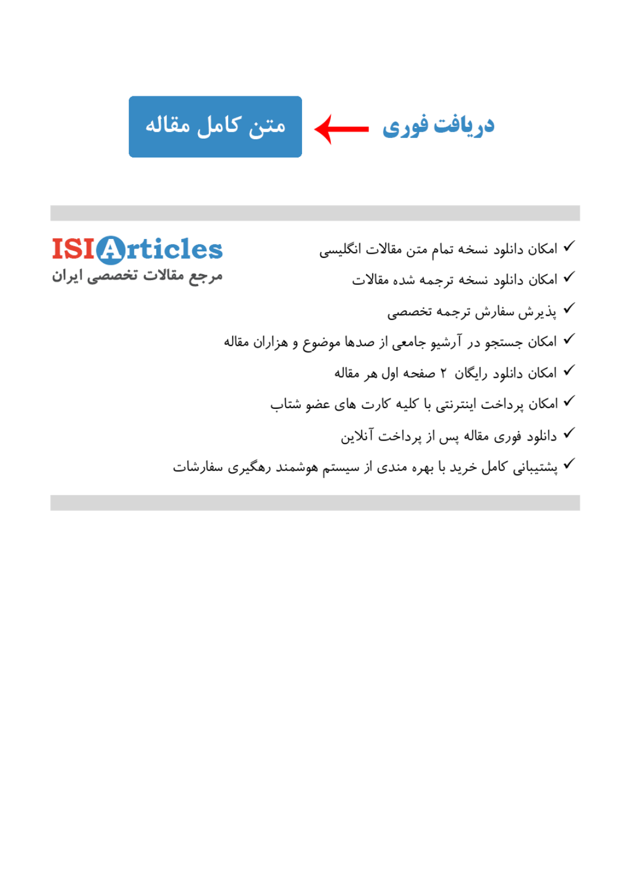دریافت فوری ← **متن کامل مقاله**

**ISIArticles**
مرجع مقالات تخصصی ایران

- ✓ امکان دانلود نسخه تمام متن مقالات انگلیسی
- ✓ امکان دانلود نسخه ترجمه شده مقالات
- ✓ پذیرش سفارش ترجمه تخصصی
- ✓ امکان جستجو در آرشیو جامعی از صدها موضوع و هزاران مقاله
- ✓ امکان دانلود رایگان ۲ صفحه اول هر مقاله
- ✓ امکان پرداخت اینترنتی با کلیه کارت های عضو شتاب
- ✓ دانلود فوری مقاله پس از پرداخت آنلاین
- ✓ پشتیبانی کامل خرید با بهره مندی از سیستم هوشمند رهگیری سفارشات